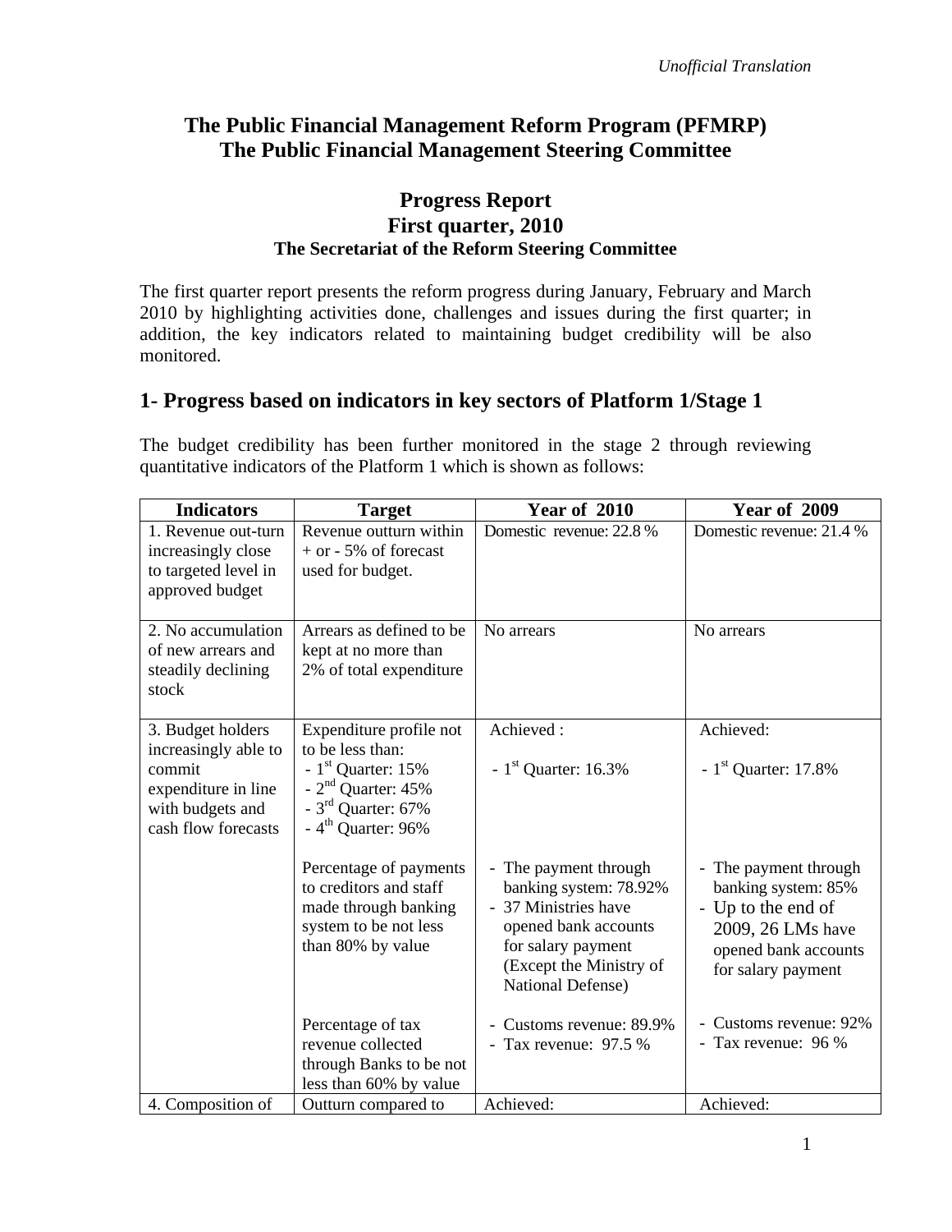*Unofficial Translation*

# The Public Financial Management Reform Program (PFMRP)
# The Public Financial Management Steering Committee

## Progress Report
## First quarter, 2010
### The Secretariat of the Reform Steering Committee

The first quarter report presents the reform progress during January, February and March 2010 by highlighting activities done, challenges and issues during the first quarter; in addition, the key indicators related to maintaining budget credibility will be also monitored.

## 1- Progress based on indicators in key sectors of Platform 1/Stage 1

The budget credibility has been further monitored in the stage 2 through reviewing quantitative indicators of the Platform 1 which is shown as follows:

| Indicators | Target | Year of 2010 | Year of 2009 |
|---|---|---|---|
| 1. Revenue out-turn increasingly close to targeted level in approved budget | Revenue outturn within + or - 5% of forecast used for budget. | Domestic revenue: 22.8 % | Domestic revenue: 21.4 % |
| 2. No accumulation of new arrears and steadily declining stock | Arrears as defined to be kept at no more than 2% of total expenditure | No arrears | No arrears |
| 3. Budget holders increasingly able to commit expenditure in line with budgets and cash flow forecasts | Expenditure profile not to be less than:<br>- 1st Quarter: 15%<br>- 2nd Quarter: 45%<br>- 3rd Quarter: 67%<br>- 4th Quarter: 96% | Achieved :<br>- 1st Quarter: 16.3% | Achieved:<br>- 1st Quarter: 17.8% |
| | Percentage of payments to creditors and staff made through banking system to be not less than 80% by value | - The payment through banking system: 78.92%<br>- 37 Ministries have opened bank accounts for salary payment (Except the Ministry of National Defense) | - The payment through banking system: 85%<br>- Up to the end of 2009, 26 LMs have opened bank accounts for salary payment |
| | Percentage of tax revenue collected through Banks to be not less than 60% by value | - Customs revenue: 89.9%<br>- Tax revenue: 97.5 % | - Customs revenue: 92%<br>- Tax revenue: 96 % |
| 4. Composition of | Outturn compared to | Achieved: | Achieved: |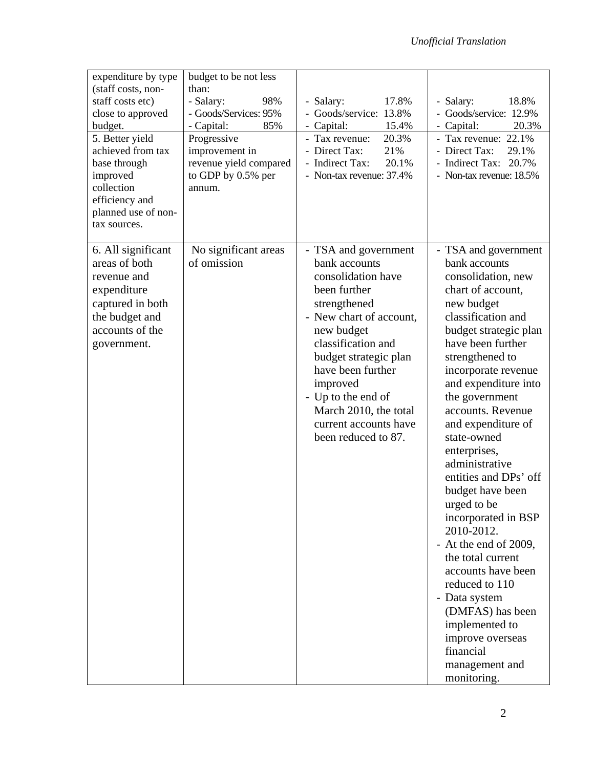*Unofficial Translation*

| | | | |
|---|---|---|---|
| expenditure by type (staff costs, non-staff costs etc) close to approved budget. | budget to be not less than:<br>- Salary: 98%<br>- Goods/Services: 95%<br>- Capital: 85% | - Salary: 17.8%<br>- Goods/service: 13.8%<br>- Capital: 15.4% | - Salary: 18.8%<br>- Goods/service: 12.9%<br>- Capital: 20.3% |
| 5. Better yield achieved from tax base through improved collection efficiency and planned use of non-tax sources. | Progressive improvement in revenue yield compared to GDP by 0.5% per annum. | - Tax revenue: 20.3%<br>- Direct Tax: 21%<br>- Indirect Tax: 20.1%<br>- Non-tax revenue: 37.4% | - Tax revenue: 22.1%<br>- Direct Tax: 29.1%<br>- Indirect Tax: 20.7%<br>- Non-tax revenue: 18.5% |
| 6. All significant areas of both revenue and expenditure captured in both the budget and accounts of the government. | No significant areas of omission | - TSA and government bank accounts consolidation have been further strengthened<br>- New chart of account, new budget classification and budget strategic plan have been further improved<br>- Up to the end of March 2010, the total current accounts have been reduced to 87. | - TSA and government bank accounts consolidation, new chart of account, new budget classification and budget strategic plan have been further strengthened to incorporate revenue and expenditure into the government accounts. Revenue and expenditure of state-owned enterprises, administrative entities and DPs' off budget have been urged to be incorporated in BSP 2010-2012.<br>- At the end of 2009, the total current accounts have been reduced to 110<br>- Data system (DMFAS) has been implemented to improve overseas financial management and monitoring. |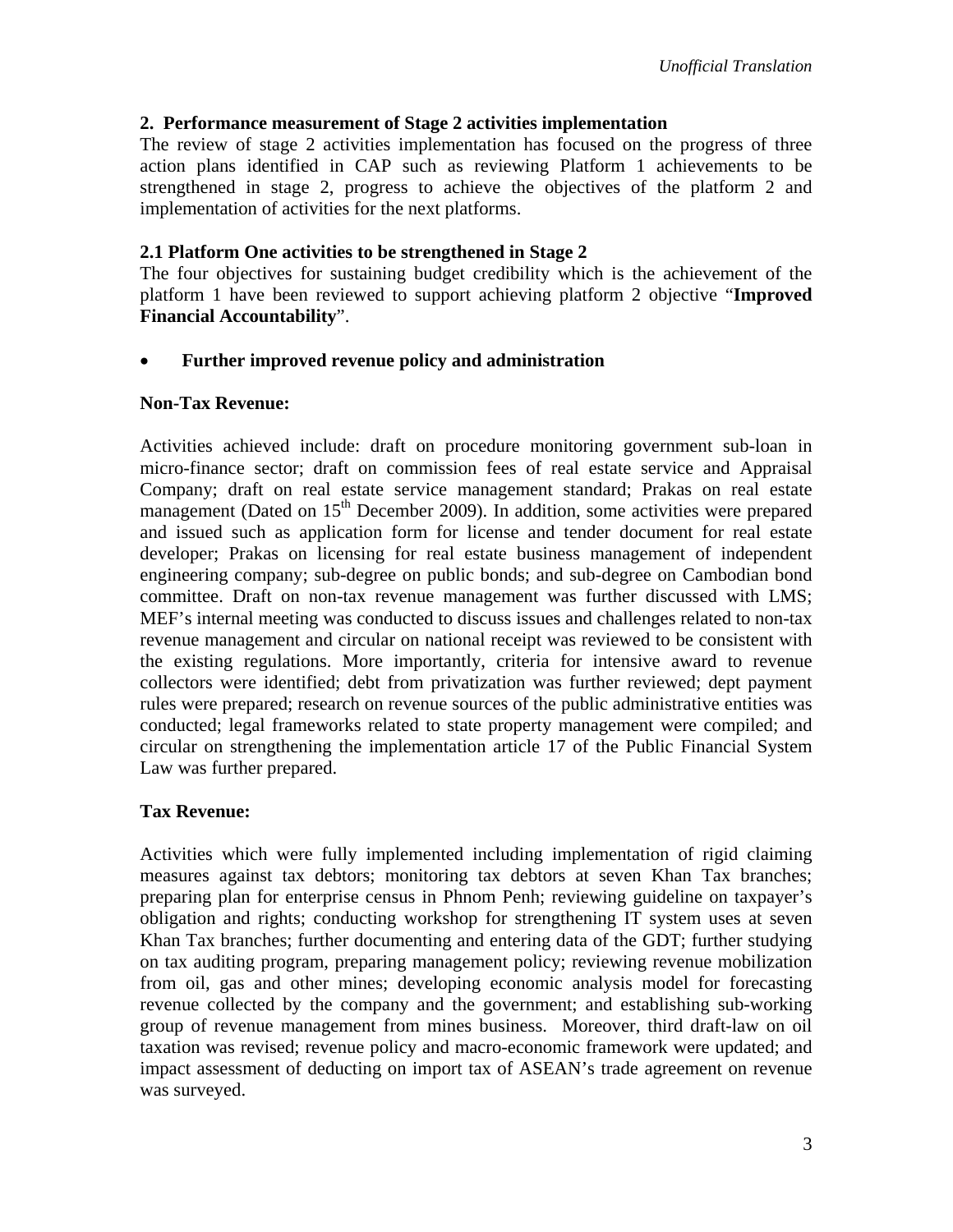*Unofficial Translation*

## 2. Performance measurement of Stage 2 activities implementation

The review of stage 2 activities implementation has focused on the progress of three action plans identified in CAP such as reviewing Platform 1 achievements to be strengthened in stage 2, progress to achieve the objectives of the platform 2 and implementation of activities for the next platforms.

### 2.1 Platform One activities to be strengthened in Stage 2

The four objectives for sustaining budget credibility which is the achievement of the platform 1 have been reviewed to support achieving platform 2 objective "**Improved Financial Accountability**".

- **Further improved revenue policy and administration**

**Non-Tax Revenue:**

Activities achieved include: draft on procedure monitoring government sub-loan in micro-finance sector; draft on commission fees of real estate service and Appraisal Company; draft on real estate service management standard; Prakas on real estate management (Dated on 15th December 2009). In addition, some activities were prepared and issued such as application form for license and tender document for real estate developer; Prakas on licensing for real estate business management of independent engineering company; sub-degree on public bonds; and sub-degree on Cambodian bond committee. Draft on non-tax revenue management was further discussed with LMS; MEF's internal meeting was conducted to discuss issues and challenges related to non-tax revenue management and circular on national receipt was reviewed to be consistent with the existing regulations. More importantly, criteria for intensive award to revenue collectors were identified; debt from privatization was further reviewed; dept payment rules were prepared; research on revenue sources of the public administrative entities was conducted; legal frameworks related to state property management were compiled; and circular on strengthening the implementation article 17 of the Public Financial System Law was further prepared.

**Tax Revenue:**

Activities which were fully implemented including implementation of rigid claiming measures against tax debtors; monitoring tax debtors at seven Khan Tax branches; preparing plan for enterprise census in Phnom Penh; reviewing guideline on taxpayer's obligation and rights; conducting workshop for strengthening IT system uses at seven Khan Tax branches; further documenting and entering data of the GDT; further studying on tax auditing program, preparing management policy; reviewing revenue mobilization from oil, gas and other mines; developing economic analysis model for forecasting revenue collected by the company and the government; and establishing sub-working group of revenue management from mines business. Moreover, third draft-law on oil taxation was revised; revenue policy and macro-economic framework were updated; and impact assessment of deducting on import tax of ASEAN's trade agreement on revenue was surveyed.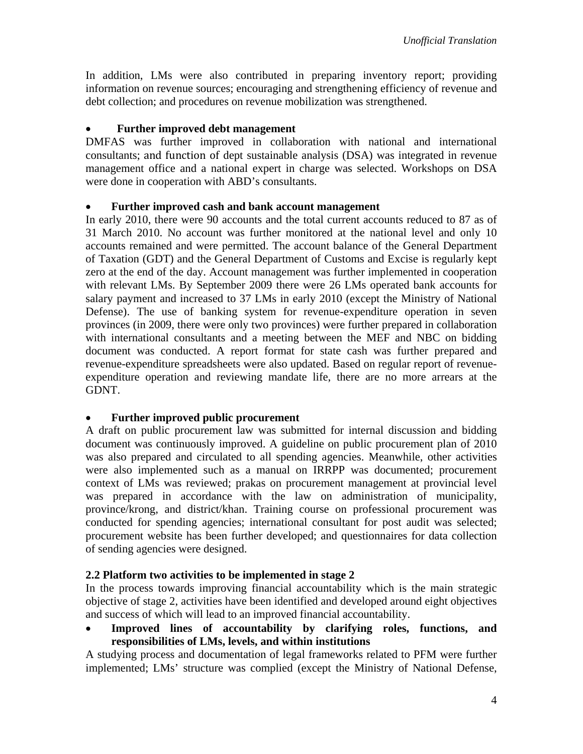In addition, LMs were also contributed in preparing inventory report; providing information on revenue sources; encouraging and strengthening efficiency of revenue and debt collection; and procedures on revenue mobilization was strengthened.

- **Further improved debt management**

DMFAS was further improved in collaboration with national and international consultants; and function of dept sustainable analysis (DSA) was integrated in revenue management office and a national expert in charge was selected. Workshops on DSA were done in cooperation with ABD's consultants.

- **Further improved cash and bank account management**

In early 2010, there were 90 accounts and the total current accounts reduced to 87 as of 31 March 2010. No account was further monitored at the national level and only 10 accounts remained and were permitted. The account balance of the General Department of Taxation (GDT) and the General Department of Customs and Excise is regularly kept zero at the end of the day. Account management was further implemented in cooperation with relevant LMs. By September 2009 there were 26 LMs operated bank accounts for salary payment and increased to 37 LMs in early 2010 (except the Ministry of National Defense). The use of banking system for revenue-expenditure operation in seven provinces (in 2009, there were only two provinces) were further prepared in collaboration with international consultants and a meeting between the MEF and NBC on bidding document was conducted. A report format for state cash was further prepared and revenue-expenditure spreadsheets were also updated. Based on regular report of revenue-expenditure operation and reviewing mandate life, there are no more arrears at the GDNT.

- **Further improved public procurement**

A draft on public procurement law was submitted for internal discussion and bidding document was continuously improved. A guideline on public procurement plan of 2010 was also prepared and circulated to all spending agencies. Meanwhile, other activities were also implemented such as a manual on IRRPP was documented; procurement context of LMs was reviewed; prakas on procurement management at provincial level was prepared in accordance with the law on administration of municipality, province/krong, and district/khan. Training course on professional procurement was conducted for spending agencies; international consultant for post audit was selected; procurement website has been further developed; and questionnaires for data collection of sending agencies were designed.

**2.2 Platform two activities to be implemented in stage 2**

In the process towards improving financial accountability which is the main strategic objective of stage 2, activities have been identified and developed around eight objectives and success of which will lead to an improved financial accountability.

- **Improved lines of accountability by clarifying roles, functions, and responsibilities of LMs, levels, and within institutions**

A studying process and documentation of legal frameworks related to PFM were further implemented; LMs' structure was complied (except the Ministry of National Defense,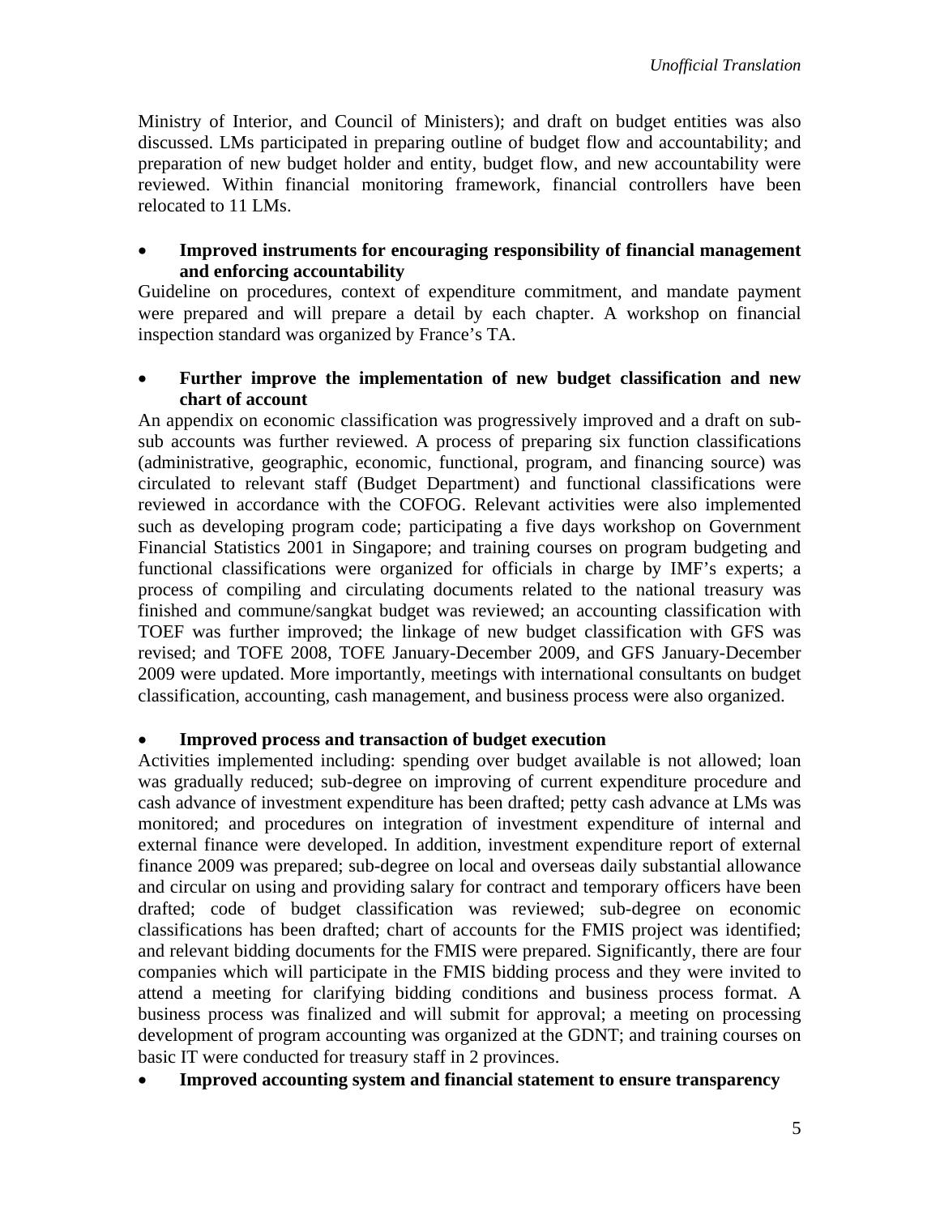Ministry of Interior, and Council of Ministers); and draft on budget entities was also discussed. LMs participated in preparing outline of budget flow and accountability; and preparation of new budget holder and entity, budget flow, and new accountability were reviewed. Within financial monitoring framework, financial controllers have been relocated to 11 LMs.

- **Improved instruments for encouraging responsibility of financial management and enforcing accountability**

Guideline on procedures, context of expenditure commitment, and mandate payment were prepared and will prepare a detail by each chapter. A workshop on financial inspection standard was organized by France's TA.

- **Further improve the implementation of new budget classification and new chart of account**

An appendix on economic classification was progressively improved and a draft on sub-sub accounts was further reviewed. A process of preparing six function classifications (administrative, geographic, economic, functional, program, and financing source) was circulated to relevant staff (Budget Department) and functional classifications were reviewed in accordance with the COFOG. Relevant activities were also implemented such as developing program code; participating a five days workshop on Government Financial Statistics 2001 in Singapore; and training courses on program budgeting and functional classifications were organized for officials in charge by IMF's experts; a process of compiling and circulating documents related to the national treasury was finished and commune/sangkat budget was reviewed; an accounting classification with TOEF was further improved; the linkage of new budget classification with GFS was revised; and TOFE 2008, TOFE January-December 2009, and GFS January-December 2009 were updated. More importantly, meetings with international consultants on budget classification, accounting, cash management, and business process were also organized.

- **Improved process and transaction of budget execution**

Activities implemented including: spending over budget available is not allowed; loan was gradually reduced; sub-degree on improving of current expenditure procedure and cash advance of investment expenditure has been drafted; petty cash advance at LMs was monitored; and procedures on integration of investment expenditure of internal and external finance were developed. In addition, investment expenditure report of external finance 2009 was prepared; sub-degree on local and overseas daily substantial allowance and circular on using and providing salary for contract and temporary officers have been drafted; code of budget classification was reviewed; sub-degree on economic classifications has been drafted; chart of accounts for the FMIS project was identified; and relevant bidding documents for the FMIS were prepared. Significantly, there are four companies which will participate in the FMIS bidding process and they were invited to attend a meeting for clarifying bidding conditions and business process format. A business process was finalized and will submit for approval; a meeting on processing development of program accounting was organized at the GDNT; and training courses on basic IT were conducted for treasury staff in 2 provinces.

- **Improved accounting system and financial statement to ensure transparency**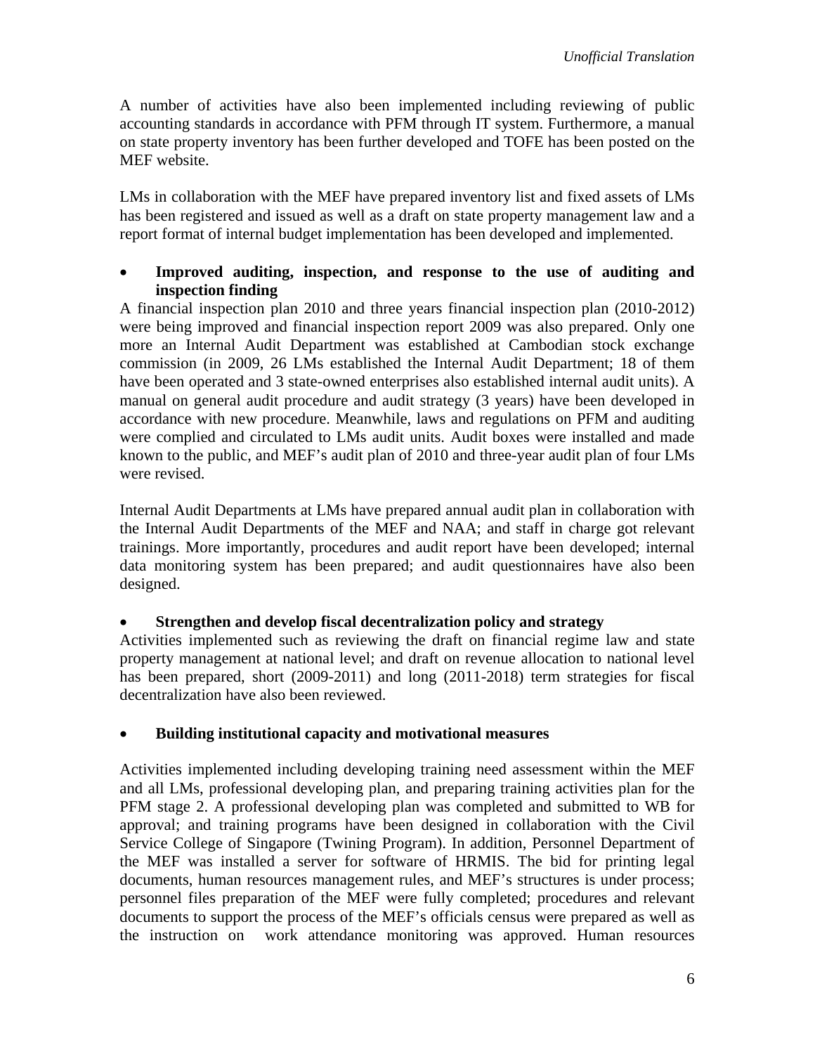A number of activities have also been implemented including reviewing of public accounting standards in accordance with PFM through IT system. Furthermore, a manual on state property inventory has been further developed and TOFE has been posted on the MEF website.

LMs in collaboration with the MEF have prepared inventory list and fixed assets of LMs has been registered and issued as well as a draft on state property management law and a report format of internal budget implementation has been developed and implemented.

- **Improved auditing, inspection, and response to the use of auditing and inspection finding**

A financial inspection plan 2010 and three years financial inspection plan (2010-2012) were being improved and financial inspection report 2009 was also prepared. Only one more an Internal Audit Department was established at Cambodian stock exchange commission (in 2009, 26 LMs established the Internal Audit Department; 18 of them have been operated and 3 state-owned enterprises also established internal audit units). A manual on general audit procedure and audit strategy (3 years) have been developed in accordance with new procedure. Meanwhile, laws and regulations on PFM and auditing were complied and circulated to LMs audit units. Audit boxes were installed and made known to the public, and MEF's audit plan of 2010 and three-year audit plan of four LMs were revised.

Internal Audit Departments at LMs have prepared annual audit plan in collaboration with the Internal Audit Departments of the MEF and NAA; and staff in charge got relevant trainings. More importantly, procedures and audit report have been developed; internal data monitoring system has been prepared; and audit questionnaires have also been designed.

- **Strengthen and develop fiscal decentralization policy and strategy**

Activities implemented such as reviewing the draft on financial regime law and state property management at national level; and draft on revenue allocation to national level has been prepared, short (2009-2011) and long (2011-2018) term strategies for fiscal decentralization have also been reviewed.

- **Building institutional capacity and motivational measures**

Activities implemented including developing training need assessment within the MEF and all LMs, professional developing plan, and preparing training activities plan for the PFM stage 2. A professional developing plan was completed and submitted to WB for approval; and training programs have been designed in collaboration with the Civil Service College of Singapore (Twining Program). In addition, Personnel Department of the MEF was installed a server for software of HRMIS. The bid for printing legal documents, human resources management rules, and MEF's structures is under process; personnel files preparation of the MEF were fully completed; procedures and relevant documents to support the process of the MEF's officials census were prepared as well as the instruction on work attendance monitoring was approved. Human resources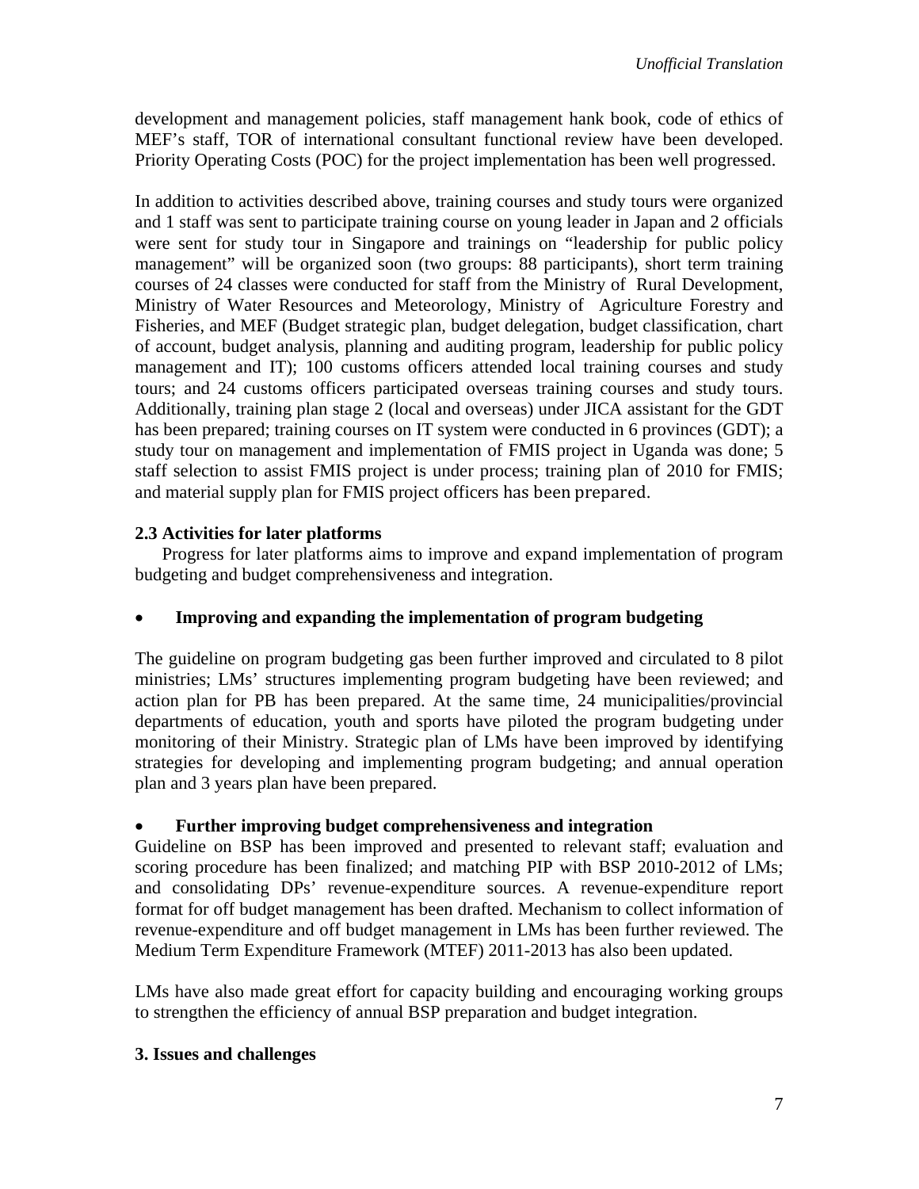development and management policies, staff management hank book, code of ethics of MEF's staff, TOR of international consultant functional review have been developed. Priority Operating Costs (POC) for the project implementation has been well progressed.

In addition to activities described above, training courses and study tours were organized and 1 staff was sent to participate training course on young leader in Japan and 2 officials were sent for study tour in Singapore and trainings on "leadership for public policy management" will be organized soon (two groups: 88 participants), short term training courses of 24 classes were conducted for staff from the Ministry of Rural Development, Ministry of Water Resources and Meteorology, Ministry of Agriculture Forestry and Fisheries, and MEF (Budget strategic plan, budget delegation, budget classification, chart of account, budget analysis, planning and auditing program, leadership for public policy management and IT); 100 customs officers attended local training courses and study tours; and 24 customs officers participated overseas training courses and study tours. Additionally, training plan stage 2 (local and overseas) under JICA assistant for the GDT has been prepared; training courses on IT system were conducted in 6 provinces (GDT); a study tour on management and implementation of FMIS project in Uganda was done; 5 staff selection to assist FMIS project is under process; training plan of 2010 for FMIS; and material supply plan for FMIS project officers has been prepared.

### 2.3 Activities for later platforms

Progress for later platforms aims to improve and expand implementation of program budgeting and budget comprehensiveness and integration.

- **Improving and expanding the implementation of program budgeting**

The guideline on program budgeting gas been further improved and circulated to 8 pilot ministries; LMs' structures implementing program budgeting have been reviewed; and action plan for PB has been prepared. At the same time, 24 municipalities/provincial departments of education, youth and sports have piloted the program budgeting under monitoring of their Ministry. Strategic plan of LMs have been improved by identifying strategies for developing and implementing program budgeting; and annual operation plan and 3 years plan have been prepared.

- **Further improving budget comprehensiveness and integration**

Guideline on BSP has been improved and presented to relevant staff; evaluation and scoring procedure has been finalized; and matching PIP with BSP 2010-2012 of LMs; and consolidating DPs' revenue-expenditure sources. A revenue-expenditure report format for off budget management has been drafted. Mechanism to collect information of revenue-expenditure and off budget management in LMs has been further reviewed. The Medium Term Expenditure Framework (MTEF) 2011-2013 has also been updated.

LMs have also made great effort for capacity building and encouraging working groups to strengthen the efficiency of annual BSP preparation and budget integration.

## 3. Issues and challenges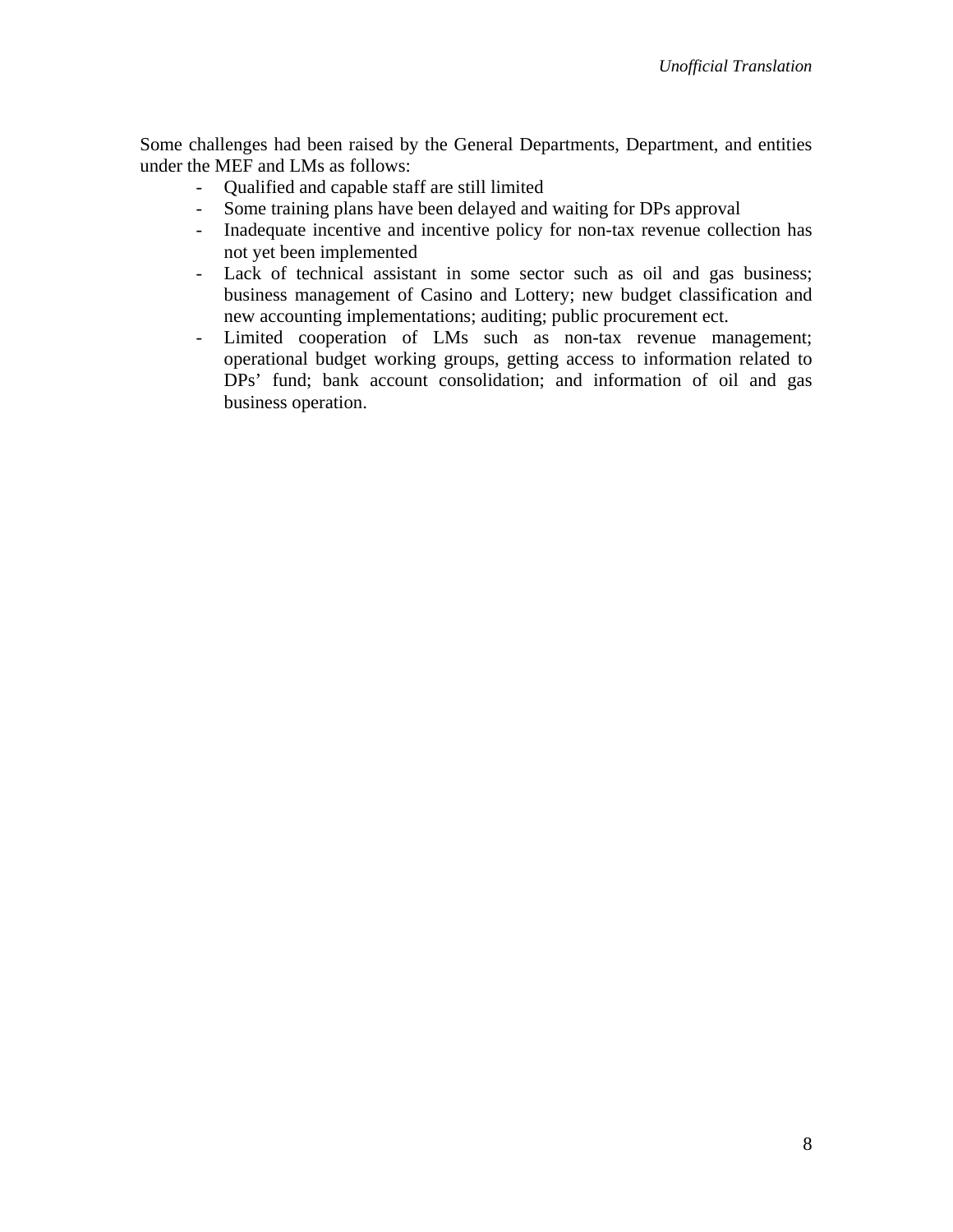Some challenges had been raised by the General Departments, Department, and entities under the MEF and LMs as follows:

- Qualified and capable staff are still limited
- Some training plans have been delayed and waiting for DPs approval
- Inadequate incentive and incentive policy for non-tax revenue collection has not yet been implemented
- Lack of technical assistant in some sector such as oil and gas business; business management of Casino and Lottery; new budget classification and new accounting implementations; auditing; public procurement ect.
- Limited cooperation of LMs such as non-tax revenue management; operational budget working groups, getting access to information related to DPs' fund; bank account consolidation; and information of oil and gas business operation.